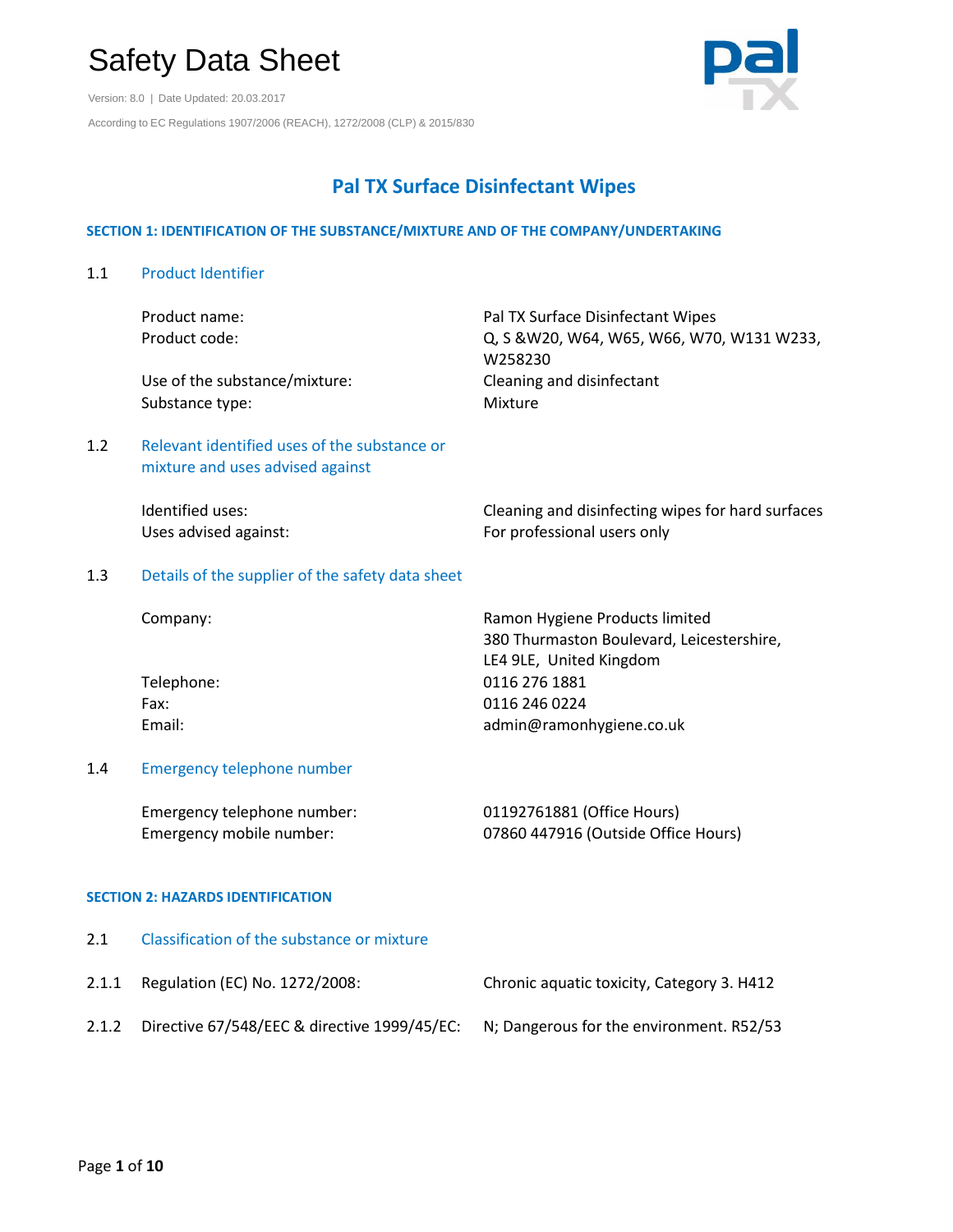# Safety Data Sheet

Version: 8.0 | Date Updated: 20.03.2017

According to EC Regulations 1907/2006 (REACH), 1272/2008 (CLP) & 2015/830

## Pal TX Surface Disinfectant Wipes

### SECTION 1: IDENTIFICATION OF THE SUBSTANCE/MIXTURE AND OF THE COMPANY/UNDERTAKING

**1.1 Product Identifier**

| | |
|---|---|
| Product name: | Pal TX Surface Disinfectant Wipes |
| Product code: | Q, S &W20, W64, W65, W66, W70, W131 W233, W258230 |
| Use of the substance/mixture: | Cleaning and disinfectant |
| Substance type: | Mixture |

**1.2 Relevant identified uses of the substance or mixture and uses advised against**

| | |
|---|---|
| Identified uses: | Cleaning and disinfecting wipes for hard surfaces |
| Uses advised against: | For professional users only |

**1.3 Details of the supplier of the safety data sheet**

| | |
|---|---|
| Company: | Ramon Hygiene Products limited<br>380 Thurmaston Boulevard, Leicestershire, LE4 9LE, United Kingdom |
| Telephone: | 0116 276 1881 |
| Fax: | 0116 246 0224 |
| Email: | admin@ramonhygiene.co.uk |

**1.4 Emergency telephone number**

| | |
|---|---|
| Emergency telephone number: | 01192761881 (Office Hours) |
| Emergency mobile number: | 07860 447916 (Outside Office Hours) |

### SECTION 2: HAZARDS IDENTIFICATION

**2.1 Classification of the substance or mixture**

| | | |
|---|---|---|
| 2.1.1 | Regulation (EC) No. 1272/2008: | Chronic aquatic toxicity, Category 3. H412 |
| 2.1.2 | Directive 67/548/EEC & directive 1999/45/EC: | N; Dangerous for the environment. R52/53 |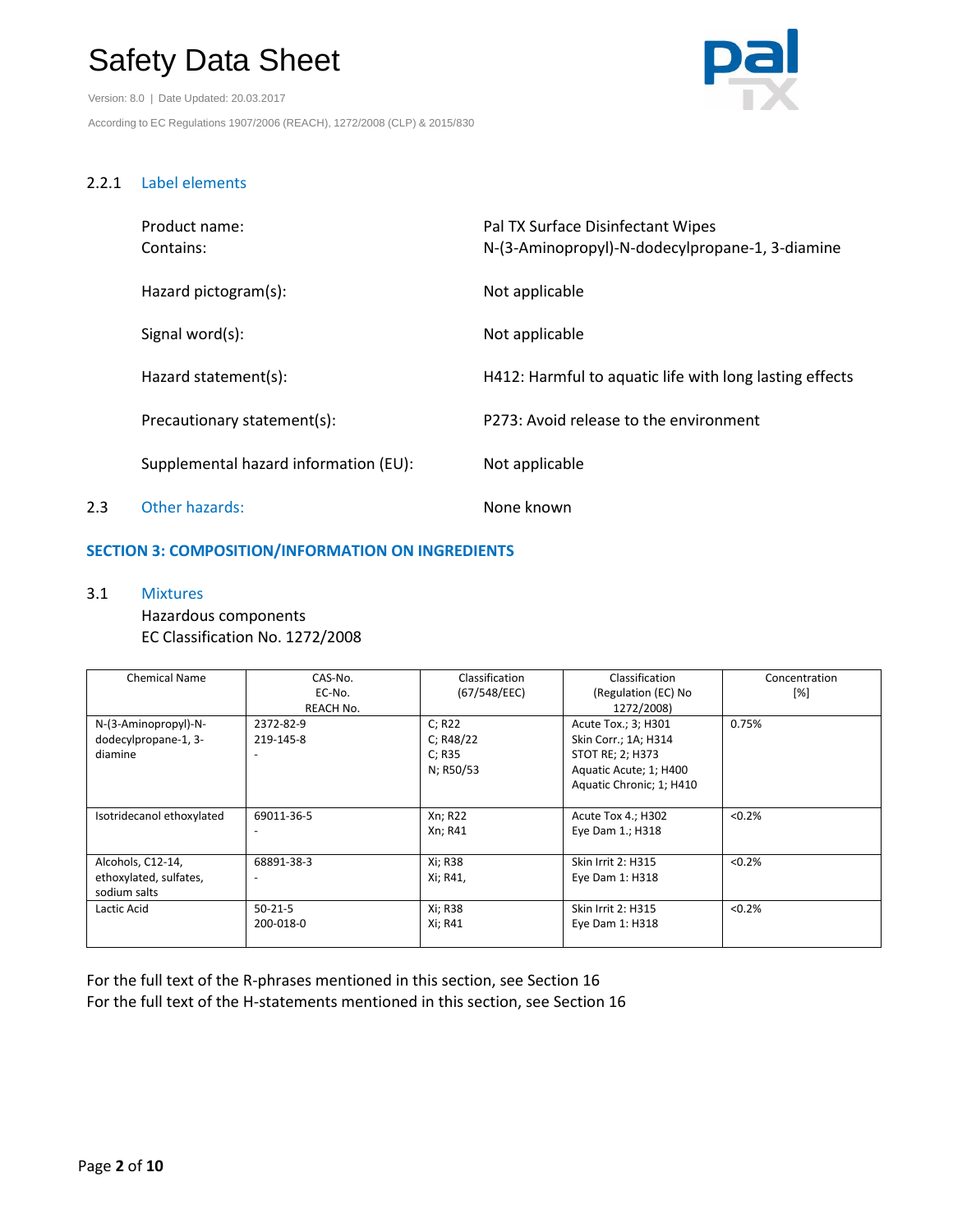### 2.2.1 Label elements

| | |
|---|---|
| Product name: | Pal TX Surface Disinfectant Wipes |
| Contains: | N-(3-Aminopropyl)-N-dodecylpropane-1, 3-diamine |
| Hazard pictogram(s): | Not applicable |
| Signal word(s): | Not applicable |
| Hazard statement(s): | H412: Harmful to aquatic life with long lasting effects |
| Precautionary statement(s): | P273: Avoid release to the environment |
| Supplemental hazard information (EU): | Not applicable |

### 2.3 Other hazards:

None known

## SECTION 3: COMPOSITION/INFORMATION ON INGREDIENTS

### 3.1 Mixtures

Hazardous components
EC Classification No. 1272/2008

| Chemical Name | CAS-No.<br>EC-No.<br>REACH No. | Classification (67/548/EEC) | Classification (Regulation (EC) No 1272/2008) | Concentration [%] |
|---|---|---|---|---|
| N-(3-Aminopropyl)-N-dodecylpropane-1, 3-diamine | 2372-82-9<br>219-145-8<br>- | C; R22<br>C; R48/22<br>C; R35<br>N; R50/53 | Acute Tox.; 3; H301<br>Skin Corr.; 1A; H314<br>STOT RE; 2; H373<br>Aquatic Acute; 1; H400<br>Aquatic Chronic; 1; H410 | 0.75% |
| Isotridecanol ethoxylated | 69011-36-5<br>- | Xn; R22<br>Xn; R41 | Acute Tox 4.; H302<br>Eye Dam 1.; H318 | <0.2% |
| Alcohols, C12-14, ethoxylated, sulfates, sodium salts | 68891-38-3<br>- | Xi; R38<br>Xi; R41, | Skin Irrit 2: H315<br>Eye Dam 1: H318 | <0.2% |
| Lactic Acid | 50-21-5<br>200-018-0 | Xi; R38<br>Xi; R41 | Skin Irrit 2: H315<br>Eye Dam 1: H318 | <0.2% |

For the full text of the R-phrases mentioned in this section, see Section 16
For the full text of the H-statements mentioned in this section, see Section 16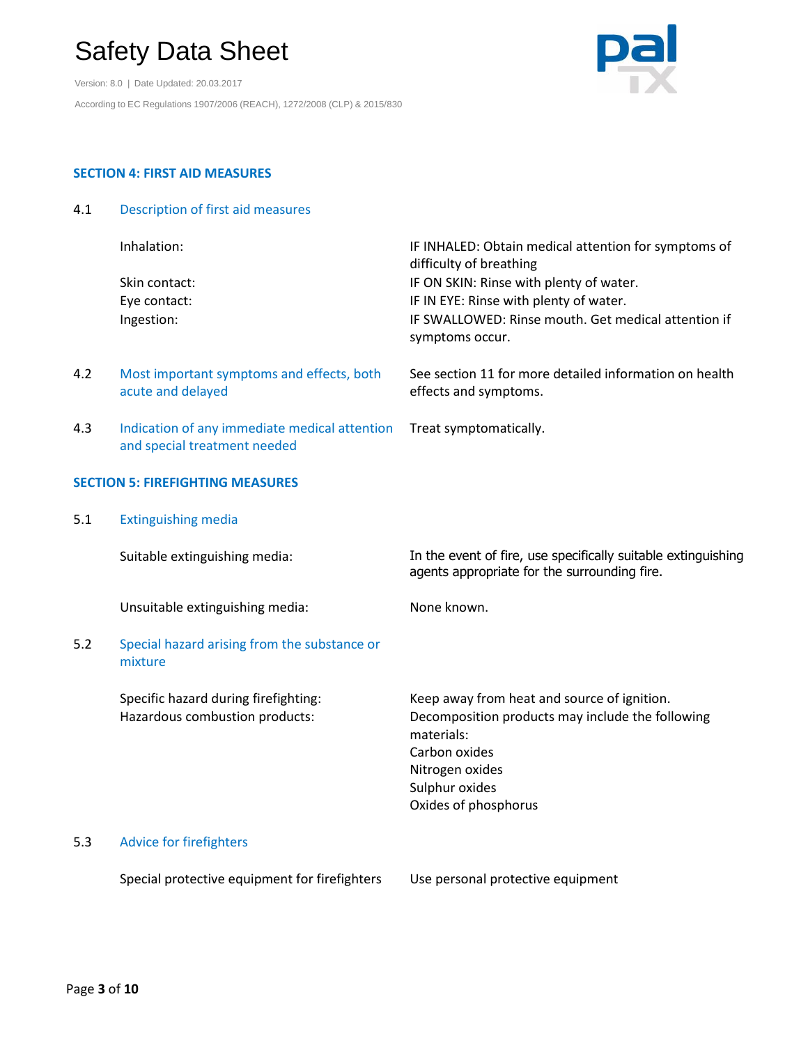## SECTION 4: FIRST AID MEASURES

### 4.1 Description of first aid measures

| | |
|---|---|
| Inhalation: | IF INHALED: Obtain medical attention for symptoms of difficulty of breathing |
| Skin contact: | IF ON SKIN: Rinse with plenty of water. |
| Eye contact: | IF IN EYE: Rinse with plenty of water. |
| Ingestion: | IF SWALLOWED: Rinse mouth. Get medical attention if symptoms occur. |

### 4.2 Most important symptoms and effects, both acute and delayed

See section 11 for more detailed information on health effects and symptoms.

### 4.3 Indication of any immediate medical attention and special treatment needed

Treat symptomatically.

## SECTION 5: FIREFIGHTING MEASURES

### 5.1 Extinguishing media

| | |
|---|---|
| Suitable extinguishing media: | In the event of fire, use specifically suitable extinguishing agents appropriate for the surrounding fire. |
| Unsuitable extinguishing media: | None known. |

### 5.2 Special hazard arising from the substance or mixture

| | |
|---|---|
| Specific hazard during firefighting: | Keep away from heat and source of ignition. |
| Hazardous combustion products: | Decomposition products may include the following materials:<br>Carbon oxides<br>Nitrogen oxides<br>Sulphur oxides<br>Oxides of phosphorus |

### 5.3 Advice for firefighters

| | |
|---|---|
| Special protective equipment for firefighters | Use personal protective equipment |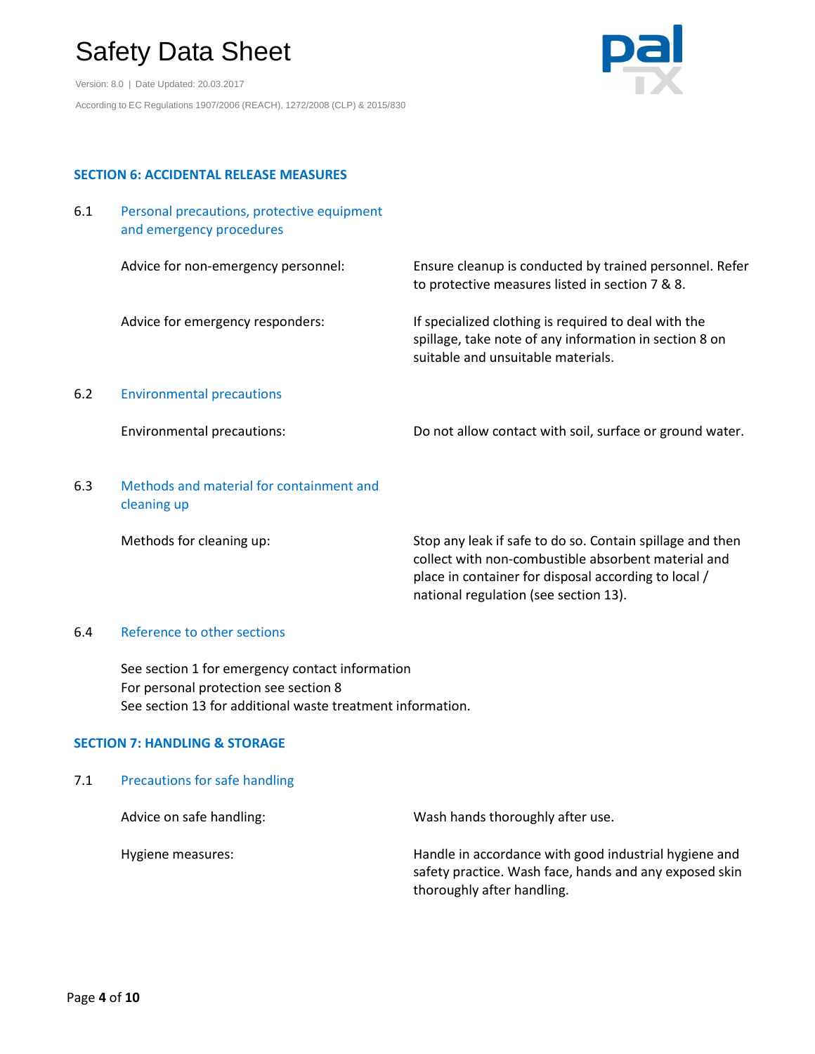## SECTION 6: ACCIDENTAL RELEASE MEASURES

### 6.1 Personal precautions, protective equipment and emergency procedures

| | |
|---|---|
| Advice for non-emergency personnel: | Ensure cleanup is conducted by trained personnel. Refer to protective measures listed in section 7 & 8. |
| Advice for emergency responders: | If specialized clothing is required to deal with the spillage, take note of any information in section 8 on suitable and unsuitable materials. |

### 6.2 Environmental precautions

| | |
|---|---|
| Environmental precautions: | Do not allow contact with soil, surface or ground water. |

### 6.3 Methods and material for containment and cleaning up

| | |
|---|---|
| Methods for cleaning up: | Stop any leak if safe to do so. Contain spillage and then collect with non-combustible absorbent material and place in container for disposal according to local / national regulation (see section 13). |

### 6.4 Reference to other sections

See section 1 for emergency contact information
For personal protection see section 8
See section 13 for additional waste treatment information.

## SECTION 7: HANDLING & STORAGE

### 7.1 Precautions for safe handling

| | |
|---|---|
| Advice on safe handling: | Wash hands thoroughly after use. |
| Hygiene measures: | Handle in accordance with good industrial hygiene and safety practice. Wash face, hands and any exposed skin thoroughly after handling. |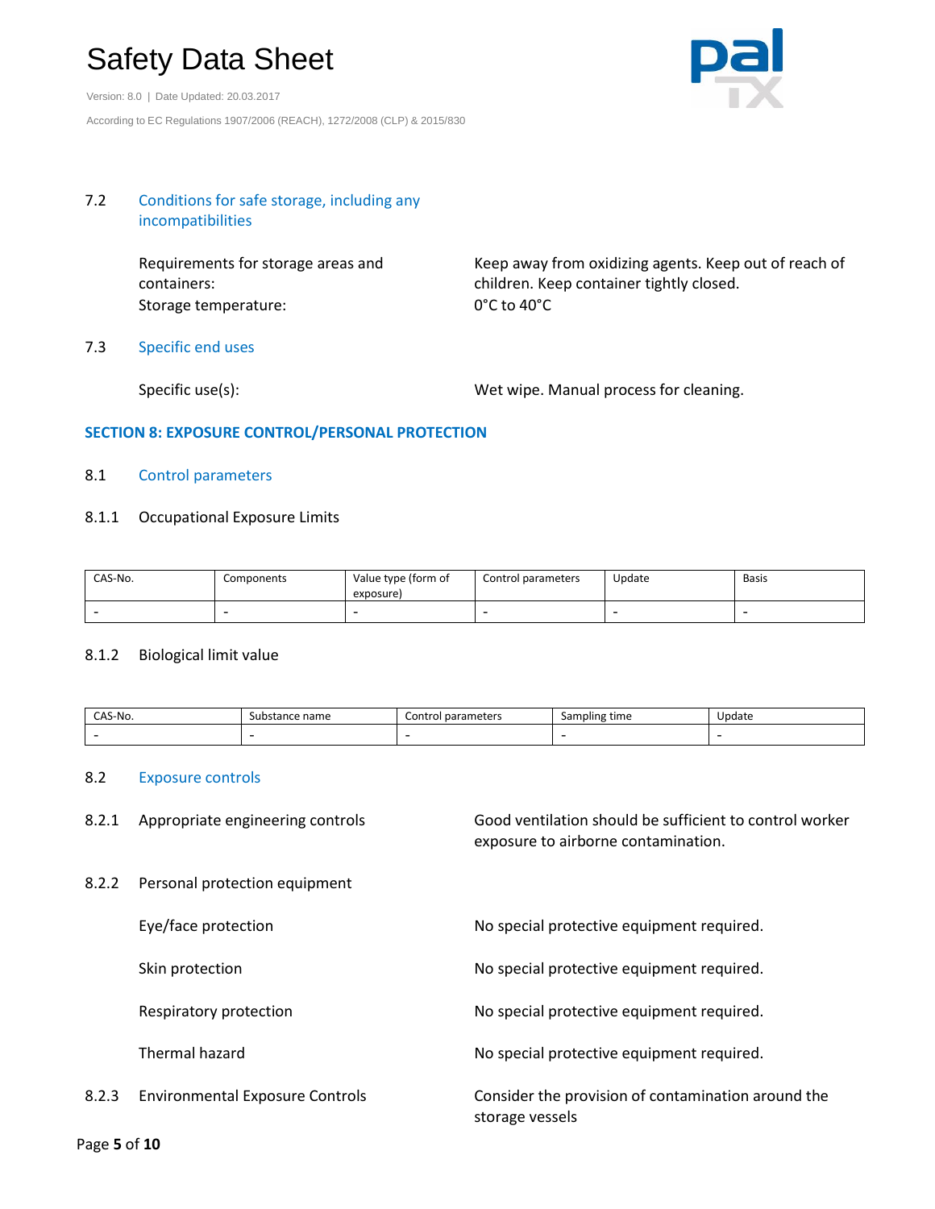### 7.2 Conditions for safe storage, including any incompatibilities

Requirements for storage areas and containers: Keep away from oxidizing agents. Keep out of reach of children. Keep container tightly closed.

Storage temperature: 0°C to 40°C

### 7.3 Specific end uses

Specific use(s): Wet wipe. Manual process for cleaning.

## SECTION 8: EXPOSURE CONTROL/PERSONAL PROTECTION

### 8.1 Control parameters

#### 8.1.1 Occupational Exposure Limits

| CAS-No. | Components | Value type (form of exposure) | Control parameters | Update | Basis |
|---|---|---|---|---|---|
| - | - | - | - | - | - |

#### 8.1.2 Biological limit value

| CAS-No. | Substance name | Control parameters | Sampling time | Update |
|---|---|---|---|---|
| - | - | - | - | - |

### 8.2 Exposure controls

#### 8.2.1 Appropriate engineering controls

Good ventilation should be sufficient to control worker exposure to airborne contamination.

#### 8.2.2 Personal protection equipment

Eye/face protection: No special protective equipment required.

Skin protection: No special protective equipment required.

Respiratory protection: No special protective equipment required.

Thermal hazard: No special protective equipment required.

#### 8.2.3 Environmental Exposure Controls

Consider the provision of contamination around the storage vessels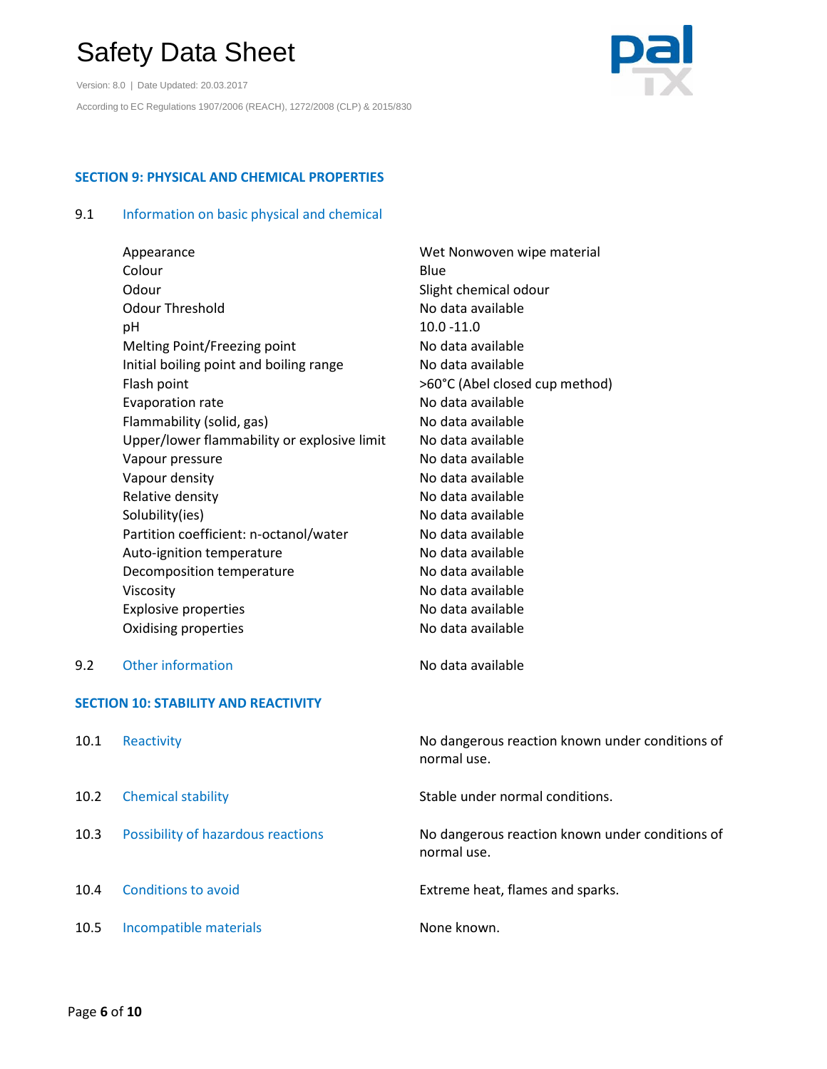## SECTION 9: PHYSICAL AND CHEMICAL PROPERTIES

### 9.1 Information on basic physical and chemical

| Property | Value |
|---|---|
| Appearance | Wet Nonwoven wipe material |
| Colour | Blue |
| Odour | Slight chemical odour |
| Odour Threshold | No data available |
| pH | 10.0 -11.0 |
| Melting Point/Freezing point | No data available |
| Initial boiling point and boiling range | No data available |
| Flash point | >60°C (Abel closed cup method) |
| Evaporation rate | No data available |
| Flammability (solid, gas) | No data available |
| Upper/lower flammability or explosive limit | No data available |
| Vapour pressure | No data available |
| Vapour density | No data available |
| Relative density | No data available |
| Solubility(ies) | No data available |
| Partition coefficient: n-octanol/water | No data available |
| Auto-ignition temperature | No data available |
| Decomposition temperature | No data available |
| Viscosity | No data available |
| Explosive properties | No data available |
| Oxidising properties | No data available |

### 9.2 Other information

No data available

## SECTION 10: STABILITY AND REACTIVITY

| | | |
|---|---|---|
| 10.1 | Reactivity | No dangerous reaction known under conditions of normal use. |
| 10.2 | Chemical stability | Stable under normal conditions. |
| 10.3 | Possibility of hazardous reactions | No dangerous reaction known under conditions of normal use. |
| 10.4 | Conditions to avoid | Extreme heat, flames and sparks. |
| 10.5 | Incompatible materials | None known. |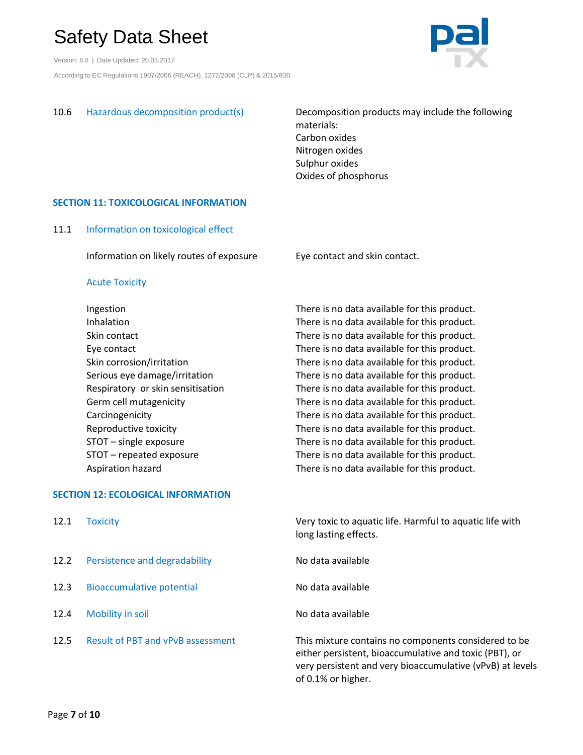10.6 Hazardous decomposition product(s)

Decomposition products may include the following materials:
Carbon oxides
Nitrogen oxides
Sulphur oxides
Oxides of phosphorus

## SECTION 11: TOXICOLOGICAL INFORMATION

### 11.1 Information on toxicological effect

| | |
|---|---|
| Information on likely routes of exposure | Eye contact and skin contact. |

#### Acute Toxicity

| | |
|---|---|
| Ingestion | There is no data available for this product. |
| Inhalation | There is no data available for this product. |
| Skin contact | There is no data available for this product. |
| Eye contact | There is no data available for this product. |
| Skin corrosion/irritation | There is no data available for this product. |
| Serious eye damage/irritation | There is no data available for this product. |
| Respiratory or skin sensitisation | There is no data available for this product. |
| Germ cell mutagenicity | There is no data available for this product. |
| Carcinogenicity | There is no data available for this product. |
| Reproductive toxicity | There is no data available for this product. |
| STOT – single exposure | There is no data available for this product. |
| STOT – repeated exposure | There is no data available for this product. |
| Aspiration hazard | There is no data available for this product. |

## SECTION 12: ECOLOGICAL INFORMATION

| | | |
|---|---|---|
| 12.1 | Toxicity | Very toxic to aquatic life. Harmful to aquatic life with long lasting effects. |
| 12.2 | Persistence and degradability | No data available |
| 12.3 | Bioaccumulative potential | No data available |
| 12.4 | Mobility in soil | No data available |
| 12.5 | Result of PBT and vPvB assessment | This mixture contains no components considered to be either persistent, bioaccumulative and toxic (PBT), or very persistent and very bioaccumulative (vPvB) at levels of 0.1% or higher. |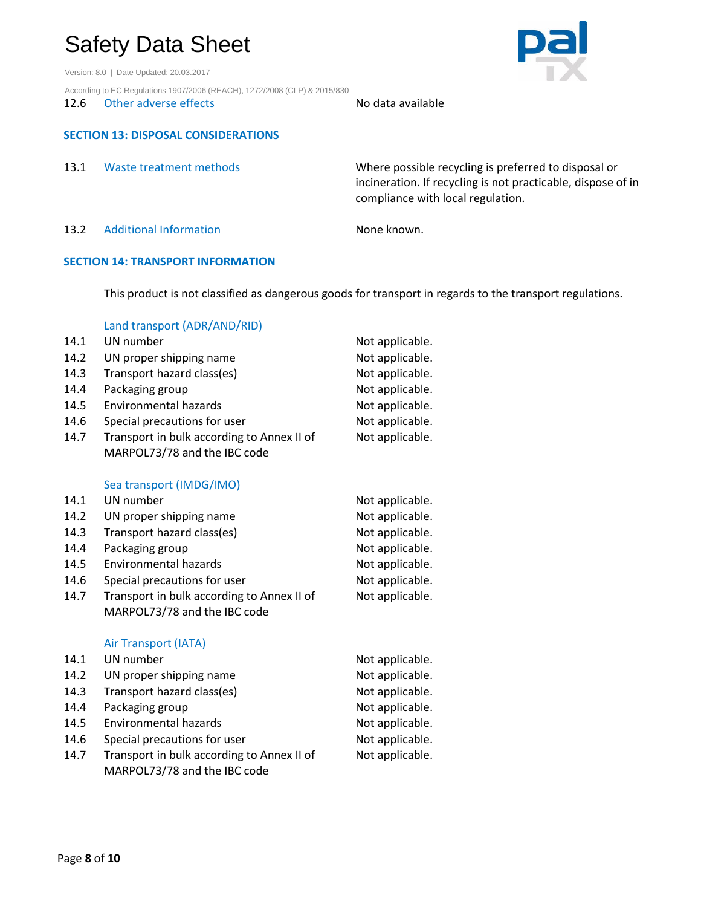| | | |
|---|---|---|
| 12.6 | Other adverse effects | No data available |

## SECTION 13: DISPOSAL CONSIDERATIONS

| | | |
|---|---|---|
| 13.1 | Waste treatment methods | Where possible recycling is preferred to disposal or incineration. If recycling is not practicable, dispose of in compliance with local regulation. |
| 13.2 | Additional Information | None known. |

## SECTION 14: TRANSPORT INFORMATION

This product is not classified as dangerous goods for transport in regards to the transport regulations.

### Land transport (ADR/AND/RID)

| | | |
|---|---|---|
| 14.1 | UN number | Not applicable. |
| 14.2 | UN proper shipping name | Not applicable. |
| 14.3 | Transport hazard class(es) | Not applicable. |
| 14.4 | Packaging group | Not applicable. |
| 14.5 | Environmental hazards | Not applicable. |
| 14.6 | Special precautions for user | Not applicable. |
| 14.7 | Transport in bulk according to Annex II of MARPOL73/78 and the IBC code | Not applicable. |

### Sea transport (IMDG/IMO)

| | | |
|---|---|---|
| 14.1 | UN number | Not applicable. |
| 14.2 | UN proper shipping name | Not applicable. |
| 14.3 | Transport hazard class(es) | Not applicable. |
| 14.4 | Packaging group | Not applicable. |
| 14.5 | Environmental hazards | Not applicable. |
| 14.6 | Special precautions for user | Not applicable. |
| 14.7 | Transport in bulk according to Annex II of MARPOL73/78 and the IBC code | Not applicable. |

### Air Transport (IATA)

| | | |
|---|---|---|
| 14.1 | UN number | Not applicable. |
| 14.2 | UN proper shipping name | Not applicable. |
| 14.3 | Transport hazard class(es) | Not applicable. |
| 14.4 | Packaging group | Not applicable. |
| 14.5 | Environmental hazards | Not applicable. |
| 14.6 | Special precautions for user | Not applicable. |
| 14.7 | Transport in bulk according to Annex II of MARPOL73/78 and the IBC code | Not applicable. |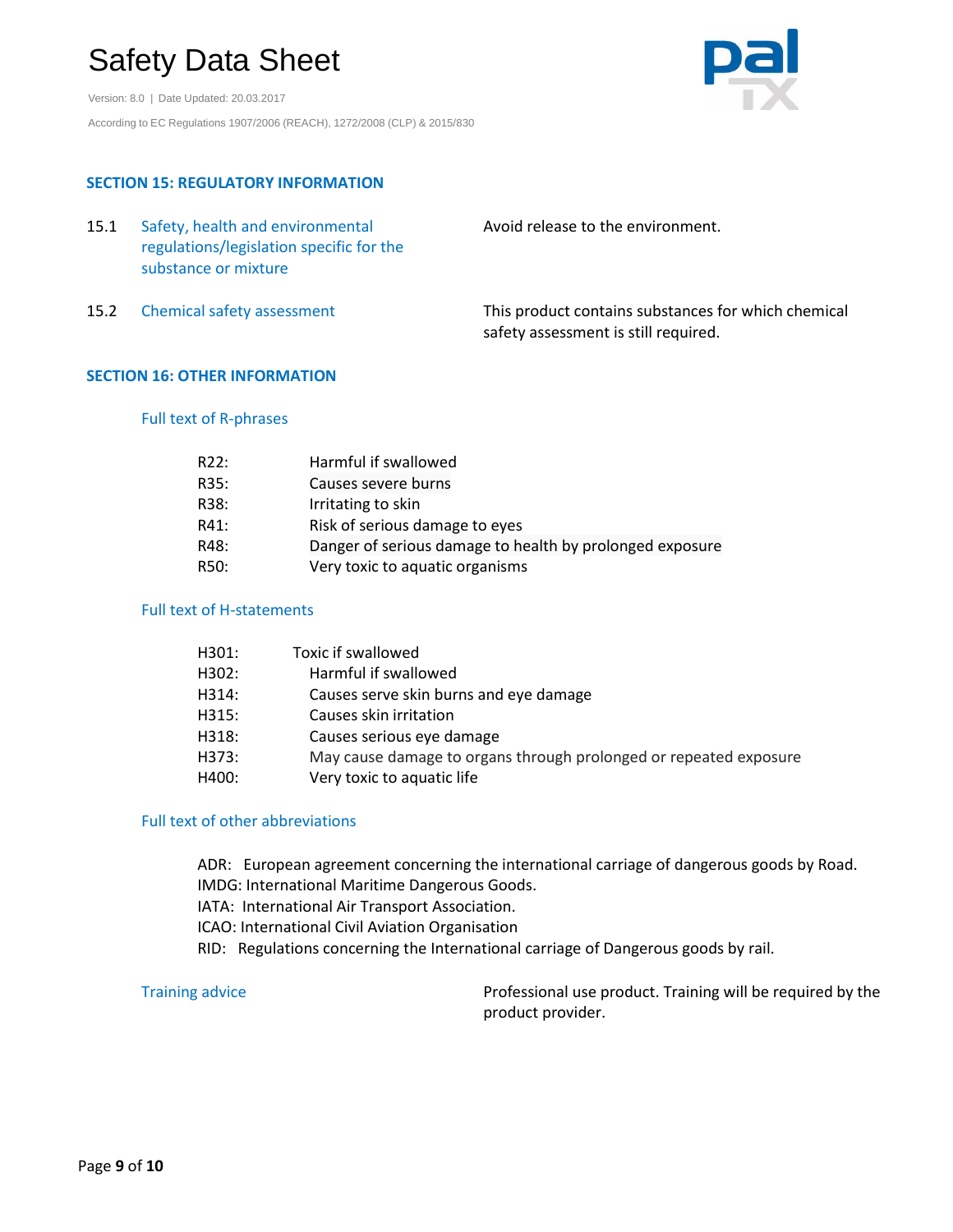## SECTION 15: REGULATORY INFORMATION

| | | |
|---|---|---|
| 15.1 | Safety, health and environmental regulations/legislation specific for the substance or mixture | Avoid release to the environment. |
| 15.2 | Chemical safety assessment | This product contains substances for which chemical safety assessment is still required. |

## SECTION 16: OTHER INFORMATION

### Full text of R-phrases

| | |
|---|---|
| R22: | Harmful if swallowed |
| R35: | Causes severe burns |
| R38: | Irritating to skin |
| R41: | Risk of serious damage to eyes |
| R48: | Danger of serious damage to health by prolonged exposure |
| R50: | Very toxic to aquatic organisms |

### Full text of H-statements

| | |
|---|---|
| H301: | Toxic if swallowed |
| H302: | Harmful if swallowed |
| H314: | Causes serve skin burns and eye damage |
| H315: | Causes skin irritation |
| H318: | Causes serious eye damage |
| H373: | May cause damage to organs through prolonged or repeated exposure |
| H400: | Very toxic to aquatic life |

### Full text of other abbreviations

ADR: European agreement concerning the international carriage of dangerous goods by Road.
IMDG: International Maritime Dangerous Goods.
IATA: International Air Transport Association.
ICAO: International Civil Aviation Organisation
RID: Regulations concerning the International carriage of Dangerous goods by rail.

**Training advice**

Professional use product. Training will be required by the product provider.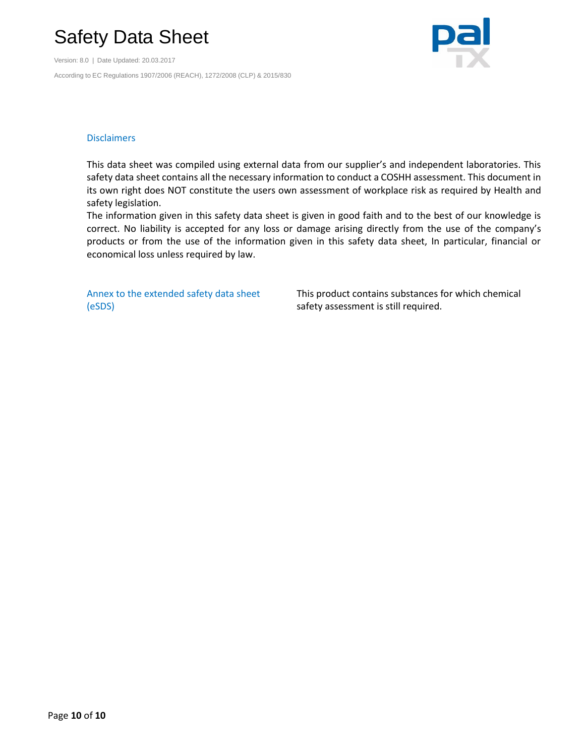## Disclaimers

This data sheet was compiled using external data from our supplier's and independent laboratories. This safety data sheet contains all the necessary information to conduct a COSHH assessment. This document in its own right does NOT constitute the users own assessment of workplace risk as required by Health and safety legislation.

The information given in this safety data sheet is given in good faith and to the best of our knowledge is correct. No liability is accepted for any loss or damage arising directly from the use of the company's products or from the use of the information given in this safety data sheet, In particular, financial or economical loss unless required by law.

| | |
|---|---|
| Annex to the extended safety data sheet (eSDS) | This product contains substances for which chemical safety assessment is still required. |